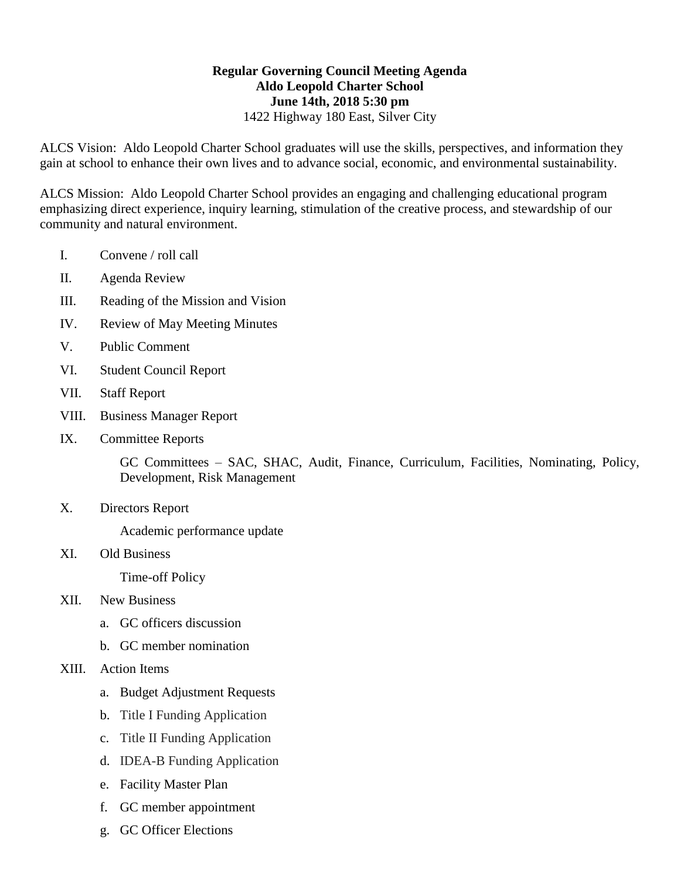**Regular Governing Council Meeting Agenda**
**Aldo Leopold Charter School**
**June 14th, 2018 5:30 pm**
1422 Highway 180 East, Silver City

ALCS Vision: Aldo Leopold Charter School graduates will use the skills, perspectives, and information they gain at school to enhance their own lives and to advance social, economic, and environmental sustainability.

ALCS Mission: Aldo Leopold Charter School provides an engaging and challenging educational program emphasizing direct experience, inquiry learning, stimulation of the creative process, and stewardship of our community and natural environment.

I. Convene / roll call

II. Agenda Review

III. Reading of the Mission and Vision

IV. Review of May Meeting Minutes

V. Public Comment

VI. Student Council Report

VII. Staff Report

VIII. Business Manager Report

IX. Committee Reports

   GC Committees – SAC, SHAC, Audit, Finance, Curriculum, Facilities, Nominating, Policy, Development, Risk Management

X. Directors Report

   Academic performance update

XI. Old Business

   Time-off Policy

XII. New Business

   a. GC officers discussion
   b. GC member nomination

XIII. Action Items

   a. Budget Adjustment Requests
   b. Title I Funding Application
   c. Title II Funding Application
   d. IDEA-B Funding Application
   e. Facility Master Plan
   f. GC member appointment
   g. GC Officer Elections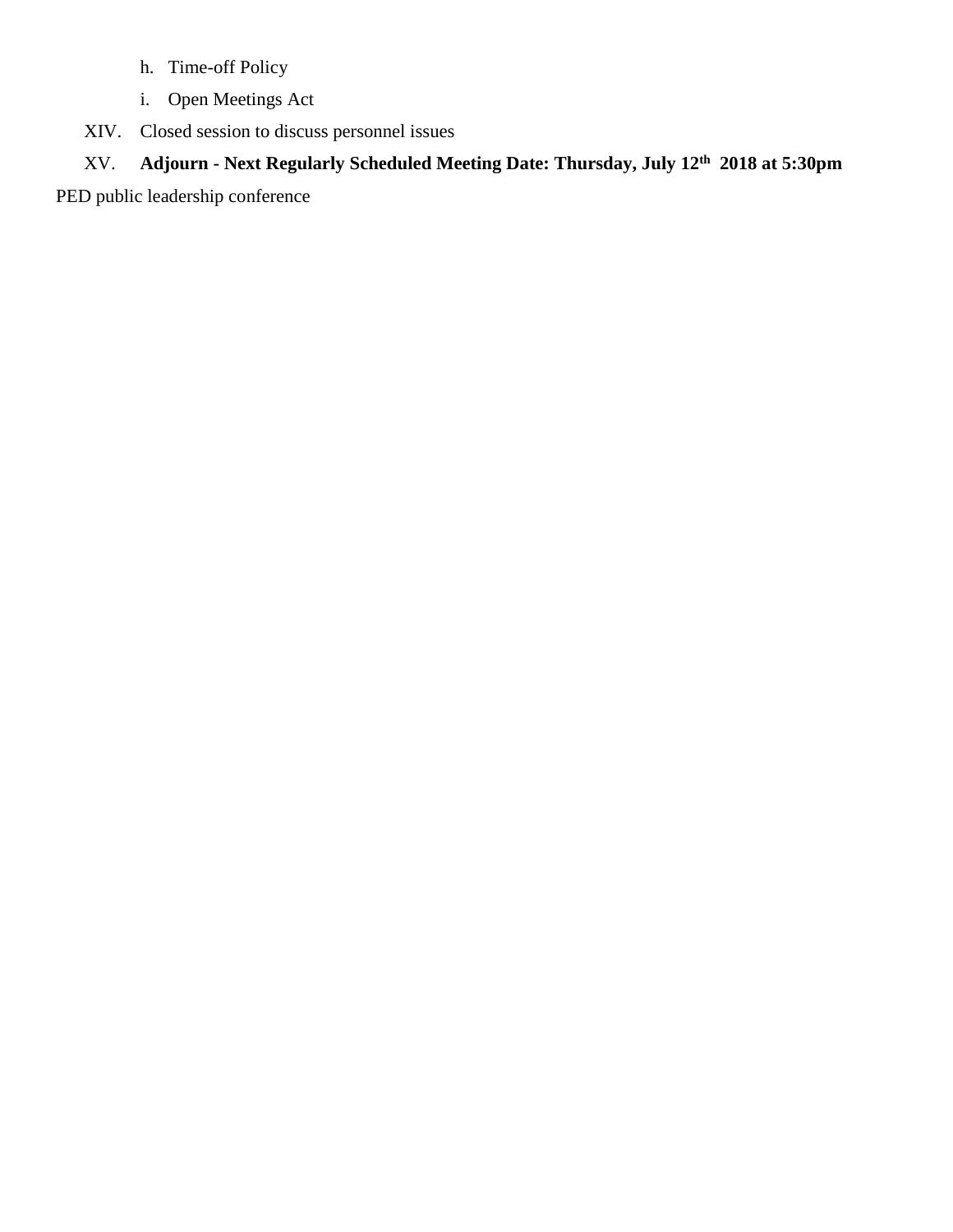h. Time-off Policy
   i. Open Meetings Act

XIV. Closed session to discuss personnel issues

XV. **Adjourn - Next Regularly Scheduled Meeting Date: Thursday, July 12th 2018 at 5:30pm**

PED public leadership conference